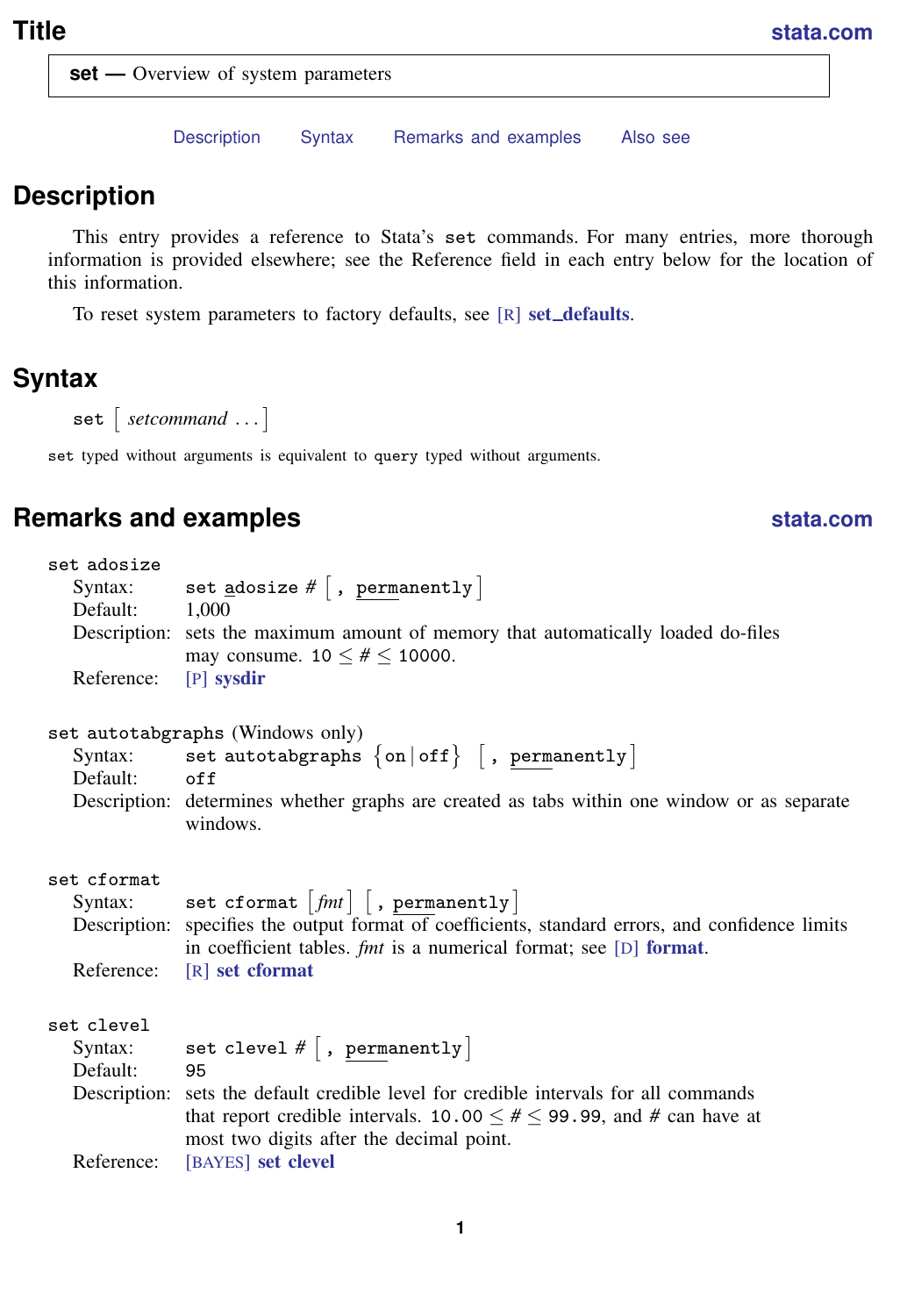# Title

**set — Overview of system parameters**

Description    Syntax    Remarks and examples    Also see

## Description

This entry provides a reference to Stata's `set` commands. For many entries, more thorough information is provided elsewhere; see the Reference field in each entry below for the location of this information.

To reset system parameters to factory defaults, see [R] **set_defaults**.

## Syntax

`set` [ *setcommand* ... ]

`set` typed without arguments is equivalent to `query` typed without arguments.

## Remarks and examples

`set adosize`

Syntax: `set adosize #` [ , `permanently` ]

Default: 1,000

Description: sets the maximum amount of memory that automatically loaded do-files may consume. $10 \leq \# \leq 10000$.

Reference: [P] **sysdir**

`set autotabgraphs` (Windows only)

Syntax: `set autotabgraphs` { `on` | `off` } [ , `permanently` ]

Default: `off`

Description: determines whether graphs are created as tabs within one window or as separate windows.

`set cformat`

Syntax: `set cformat` [ *fmt* ] [ , `permanently` ]

Description: specifies the output format of coefficients, standard errors, and confidence limits in coefficient tables. *fmt* is a numerical format; see [D] **format**.

Reference: [R] **set cformat**

`set clevel`

Syntax: `set clevel #` [ , `permanently` ]

Default: `95`

Description: sets the default credible level for credible intervals for all commands that report credible intervals. $10.00 \leq \# \leq 99.99$, and # can have at most two digits after the decimal point.

Reference: [BAYES] **set clevel**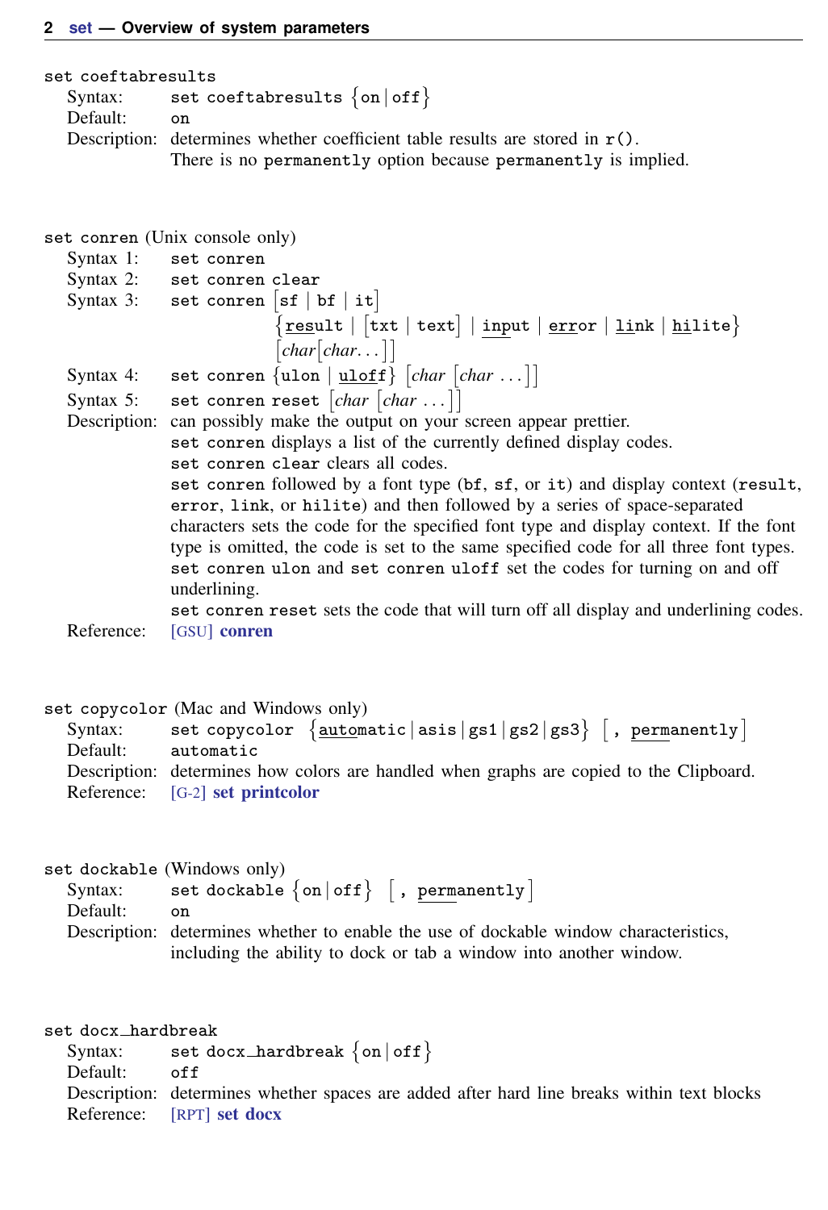**set coeftabresults**

Syntax: `set coeftabresults {on|off}`
Default: `on`
Description: determines whether coefficient table results are stored in `r()`.
There is no `permanently` option because `permanently` is implied.

**set conren** (Unix console only)

Syntax 1: `set conren`
Syntax 2: `set conren clear`
Syntax 3: `set conren [sf | bf | it] {result | [txt | text] | input | error | link | hilite} [char[char...]]`
Syntax 4: `set conren {ulon | uloff} [char [char ...]]`
Syntax 5: `set conren reset [char [char ...]]`
Description: can possibly make the output on your screen appear prettier.
`set conren` displays a list of the currently defined display codes.
`set conren clear` clears all codes.
`set conren` followed by a font type (`bf`, `sf`, or `it`) and display context (`result`, `error`, `link`, or `hilite`) and then followed by a series of space-separated characters sets the code for the specified font type and display context. If the font type is omitted, the code is set to the same specified code for all three font types.
`set conren ulon` and `set conren uloff` set the codes for turning on and off underlining.
`set conren reset` sets the code that will turn off all display and underlining codes.
Reference: [GSU] **conren**

**set copycolor** (Mac and Windows only)

Syntax: `set copycolor {automatic|asis|gs1|gs2|gs3} [, permanently]`
Default: `automatic`
Description: determines how colors are handled when graphs are copied to the Clipboard.
Reference: [G-2] **set printcolor**

**set dockable** (Windows only)

Syntax: `set dockable {on|off} [, permanently]`
Default: `on`
Description: determines whether to enable the use of dockable window characteristics, including the ability to dock or tab a window into another window.

**set docx_hardbreak**

Syntax: `set docx_hardbreak {on|off}`
Default: `off`
Description: determines whether spaces are added after hard line breaks within text blocks
Reference: [RPT] **set docx**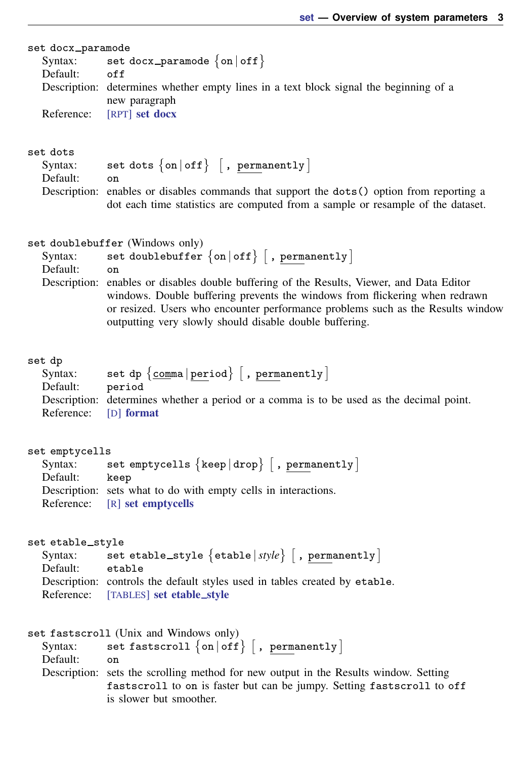**set docx_paramode**

Syntax: `set docx_paramode {on|off}`
Default: `off`
Description: determines whether empty lines in a text block signal the beginning of a new paragraph
Reference: [RPT] **set docx**

**set dots**

Syntax: `set dots {on|off} [ , permanently ]`
Default: `on`
Description: enables or disables commands that support the `dots()` option from reporting a dot each time statistics are computed from a sample or resample of the dataset.

**set doublebuffer** (Windows only)

Syntax: `set doublebuffer {on|off} [ , permanently ]`
Default: `on`
Description: enables or disables double buffering of the Results, Viewer, and Data Editor windows. Double buffering prevents the windows from flickering when redrawn or resized. Users who encounter performance problems such as the Results window outputting very slowly should disable double buffering.

**set dp**

Syntax: `set dp {comma|period} [ , permanently ]`
Default: `period`
Description: determines whether a period or a comma is to be used as the decimal point.
Reference: [D] **format**

**set emptycells**

Syntax: `set emptycells {keep|drop} [ , permanently ]`
Default: `keep`
Description: sets what to do with empty cells in interactions.
Reference: [R] **set emptycells**

**set etable_style**

Syntax: `set etable_style {etable|`*style*`} [ , permanently ]`
Default: `etable`
Description: controls the default styles used in tables created by `etable`.
Reference: [TABLES] **set etable_style**

**set fastscroll** (Unix and Windows only)

Syntax: `set fastscroll {on|off} [ , permanently ]`
Default: `on`
Description: sets the scrolling method for new output in the Results window. Setting `fastscroll` to `on` is faster but can be jumpy. Setting `fastscroll` to `off` is slower but smoother.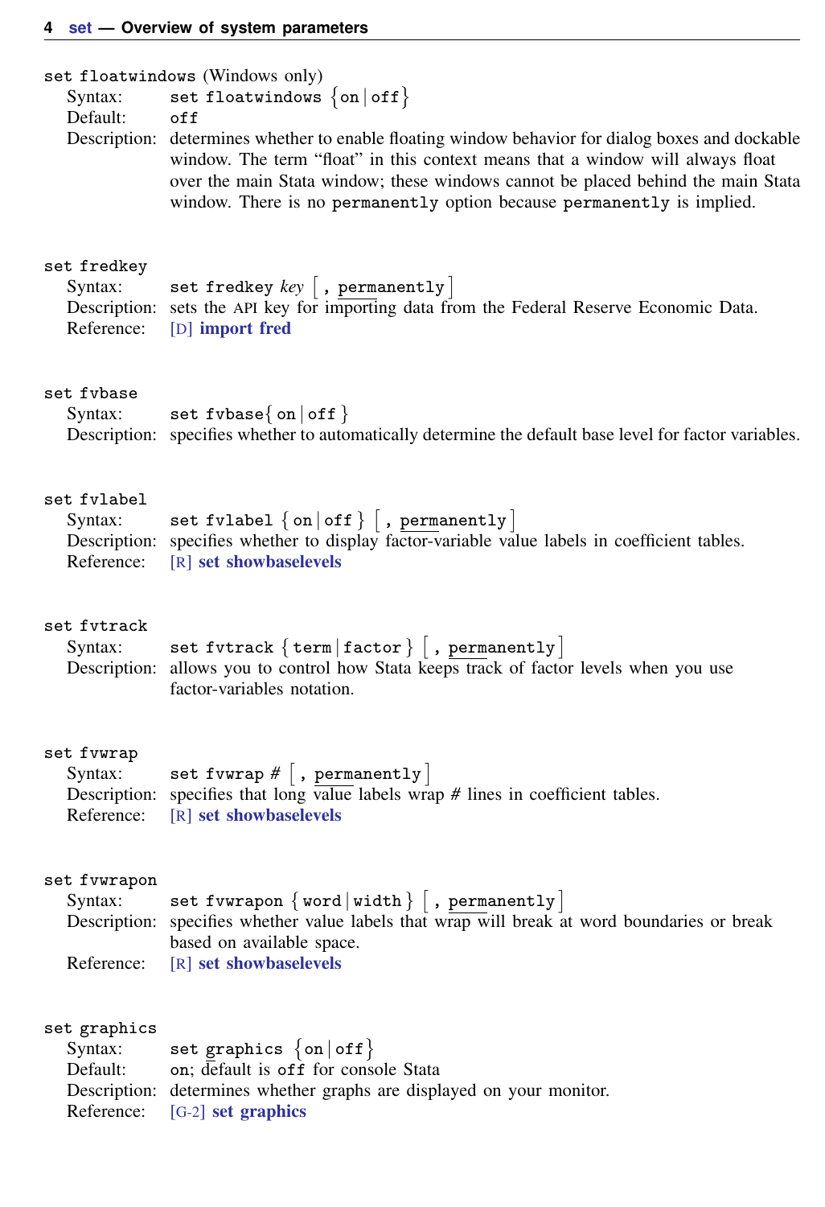`set floatwindows` (Windows only)

Syntax: `set floatwindows` { `on` | `off` }

Default: `off`

Description: determines whether to enable floating window behavior for dialog boxes and dockable window. The term “float” in this context means that a window will always float over the main Stata window; these windows cannot be placed behind the main Stata window. There is no `permanently` option because `permanently` is implied.

`set fredkey`

Syntax: `set fredkey` *key* [ `, permanently` ]

Description: sets the API key for importing data from the Federal Reserve Economic Data.

Reference: [D] **import fred**

`set fvbase`

Syntax: `set fvbase` { `on` | `off` }

Description: specifies whether to automatically determine the default base level for factor variables.

`set fvlabel`

Syntax: `set fvlabel` { `on` | `off` } [ `, permanently` ]

Description: specifies whether to display factor-variable value labels in coefficient tables.

Reference: [R] **set showbaselevels**

`set fvtrack`

Syntax: `set fvtrack` { `term` | `factor` } [ `, permanently` ]

Description: allows you to control how Stata keeps track of factor levels when you use factor-variables notation.

`set fvwrap`

Syntax: `set fvwrap #` [ `, permanently` ]

Description: specifies that long value labels wrap # lines in coefficient tables.

Reference: [R] **set showbaselevels**

`set fvwrapon`

Syntax: `set fvwrapon` { `word` | `width` } [ `, permanently` ]

Description: specifies whether value labels that wrap will break at word boundaries or break based on available space.

Reference: [R] **set showbaselevels**

`set graphics`

Syntax: `set graphics` { `on` | `off` }

Default: `on`; default is `off` for console Stata

Description: determines whether graphs are displayed on your monitor.

Reference: [G-2] **set graphics**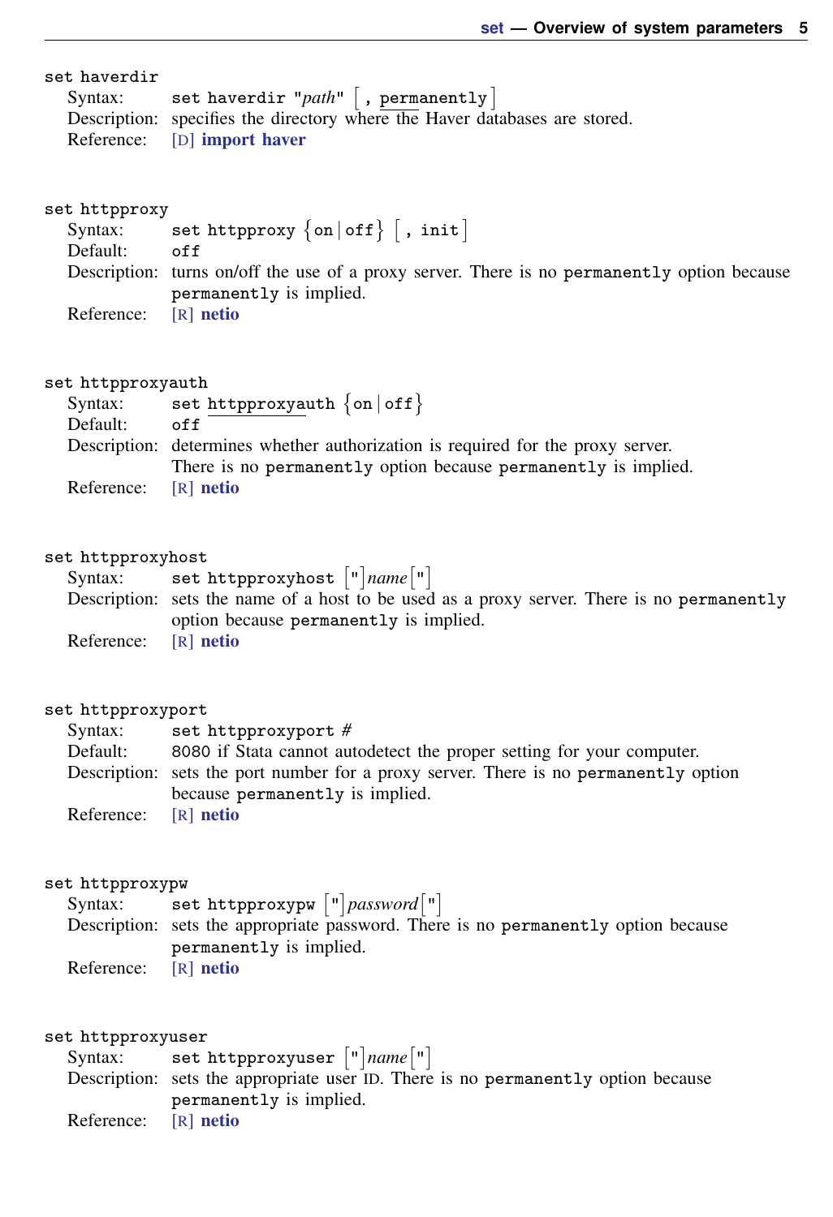### set haverdir

Syntax: `set haverdir "path" [ , permanently ]`

Description: specifies the directory where the Haver databases are stored.

Reference: [D] **import haver**

### set httpproxy

Syntax: `set httpproxy { on | off } [ , init ]`

Default: `off`

Description: turns on/off the use of a proxy server. There is no `permanently` option because `permanently` is implied.

Reference: [R] **netio**

### set httpproxyauth

Syntax: `set httpproxyauth { on | off }`

Default: `off`

Description: determines whether authorization is required for the proxy server. There is no `permanently` option because `permanently` is implied.

Reference: [R] **netio**

### set httpproxyhost

Syntax: `set httpproxyhost ["]name["]`

Description: sets the name of a host to be used as a proxy server. There is no `permanently` option because `permanently` is implied.

Reference: [R] **netio**

### set httpproxyport

Syntax: `set httpproxyport #`

Default: 8080 if Stata cannot autodetect the proper setting for your computer.

Description: sets the port number for a proxy server. There is no `permanently` option because `permanently` is implied.

Reference: [R] **netio**

### set httpproxypw

Syntax: `set httpproxypw ["]password["]`

Description: sets the appropriate password. There is no `permanently` option because `permanently` is implied.

Reference: [R] **netio**

### set httpproxyuser

Syntax: `set httpproxyuser ["]name["]`

Description: sets the appropriate user ID. There is no `permanently` option because `permanently` is implied.

Reference: [R] **netio**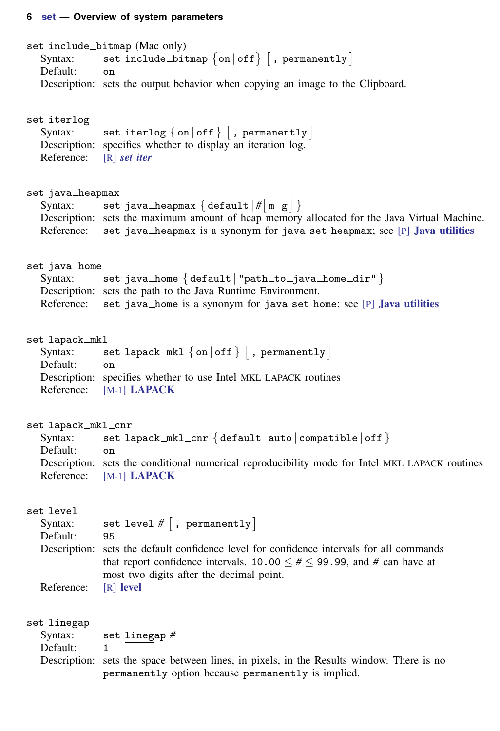set include_bitmap (Mac only)

Syntax: set include_bitmap { on | off } [ , permanently ]

Default: on

Description: sets the output behavior when copying an image to the Clipboard.

set iterlog

Syntax: set iterlog { on | off } [ , permanently ]

Description: specifies whether to display an iteration log.

Reference: [R] *set iter*

set java_heapmax

Syntax: set java_heapmax { default | #[ m | g ] }

Description: sets the maximum amount of heap memory allocated for the Java Virtual Machine.

Reference: set java_heapmax is a synonym for java set heapmax; see [P] **Java utilities**

set java_home

Syntax: set java_home { default | "path_to_java_home_dir" }

Description: sets the path to the Java Runtime Environment.

Reference: set java_home is a synonym for java set home; see [P] **Java utilities**

set lapack_mkl

Syntax: set lapack_mkl { on | off } [ , permanently ]

Default: on

Description: specifies whether to use Intel MKL LAPACK routines

Reference: [M-1] **LAPACK**

set lapack_mkl_cnr

Syntax: set lapack_mkl_cnr { default | auto | compatible | off }

Default: on

Description: sets the conditional numerical reproducibility mode for Intel MKL LAPACK routines

Reference: [M-1] **LAPACK**

set level

Syntax: set level # [ , permanently ]

Default: 95

Description: sets the default confidence level for confidence intervals for all commands that report confidence intervals. 10.00 ≤ # ≤ 99.99, and # can have at most two digits after the decimal point.

Reference: [R] **level**

set linegap

Syntax: set linegap #

Default: 1

Description: sets the space between lines, in pixels, in the Results window. There is no permanently option because permanently is implied.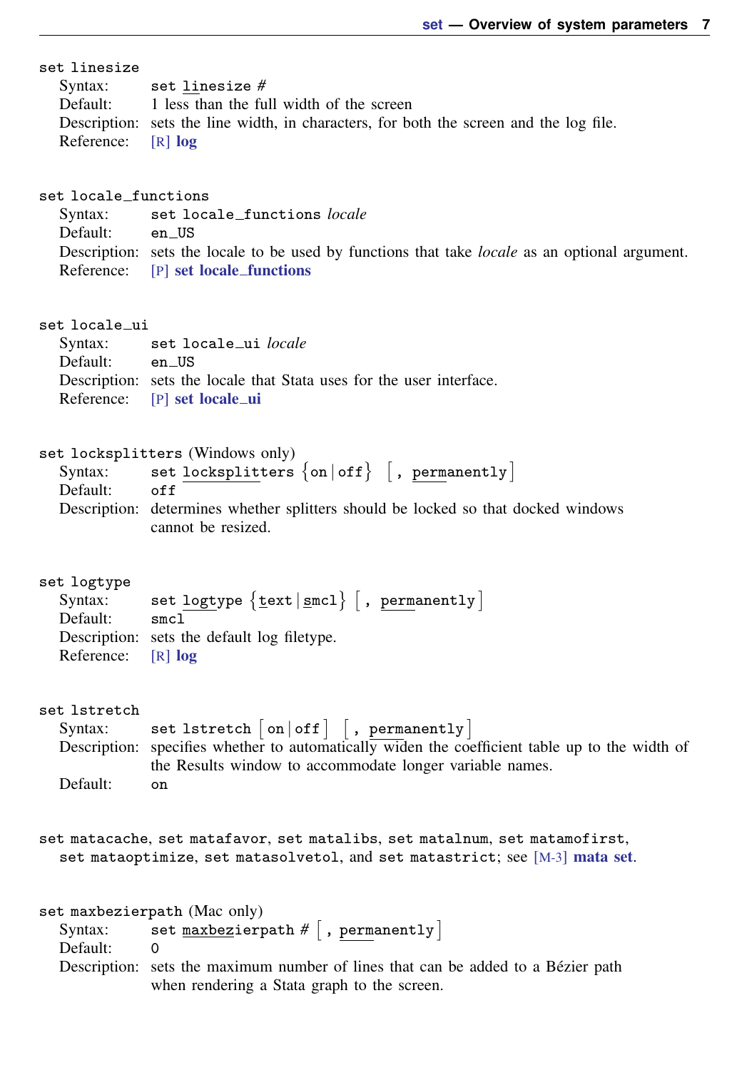**set linesize**

Syntax: set linesize #
Default: 1 less than the full width of the screen
Description: sets the line width, in characters, for both the screen and the log file.
Reference: [R] **log**

**set locale_functions**

Syntax: set locale_functions *locale*
Default: en_US
Description: sets the locale to be used by functions that take *locale* as an optional argument.
Reference: [P] **set locale_functions**

**set locale_ui**

Syntax: set locale_ui *locale*
Default: en_US
Description: sets the locale that Stata uses for the user interface.
Reference: [P] **set locale_ui**

**set locksplitters** (Windows only)

Syntax: set locksplitters {on | off} [, permanently]
Default: off
Description: determines whether splitters should be locked so that docked windows cannot be resized.

**set logtype**

Syntax: set logtype {text | smcl} [, permanently]
Default: smcl
Description: sets the default log filetype.
Reference: [R] **log**

**set lstretch**

Syntax: set lstretch [on | off] [, permanently]
Description: specifies whether to automatically widen the coefficient table up to the width of the Results window to accommodate longer variable names.
Default: on

**set matacache, set matafavor, set matalibs, set matalnum, set matamofirst, set mataoptimize, set matasolvetol, and set matastrict**; see [M-3] **mata set**.

**set maxbezierpath** (Mac only)

Syntax: set maxbezierpath # [, permanently]
Default: 0
Description: sets the maximum number of lines that can be added to a Bézier path when rendering a Stata graph to the screen.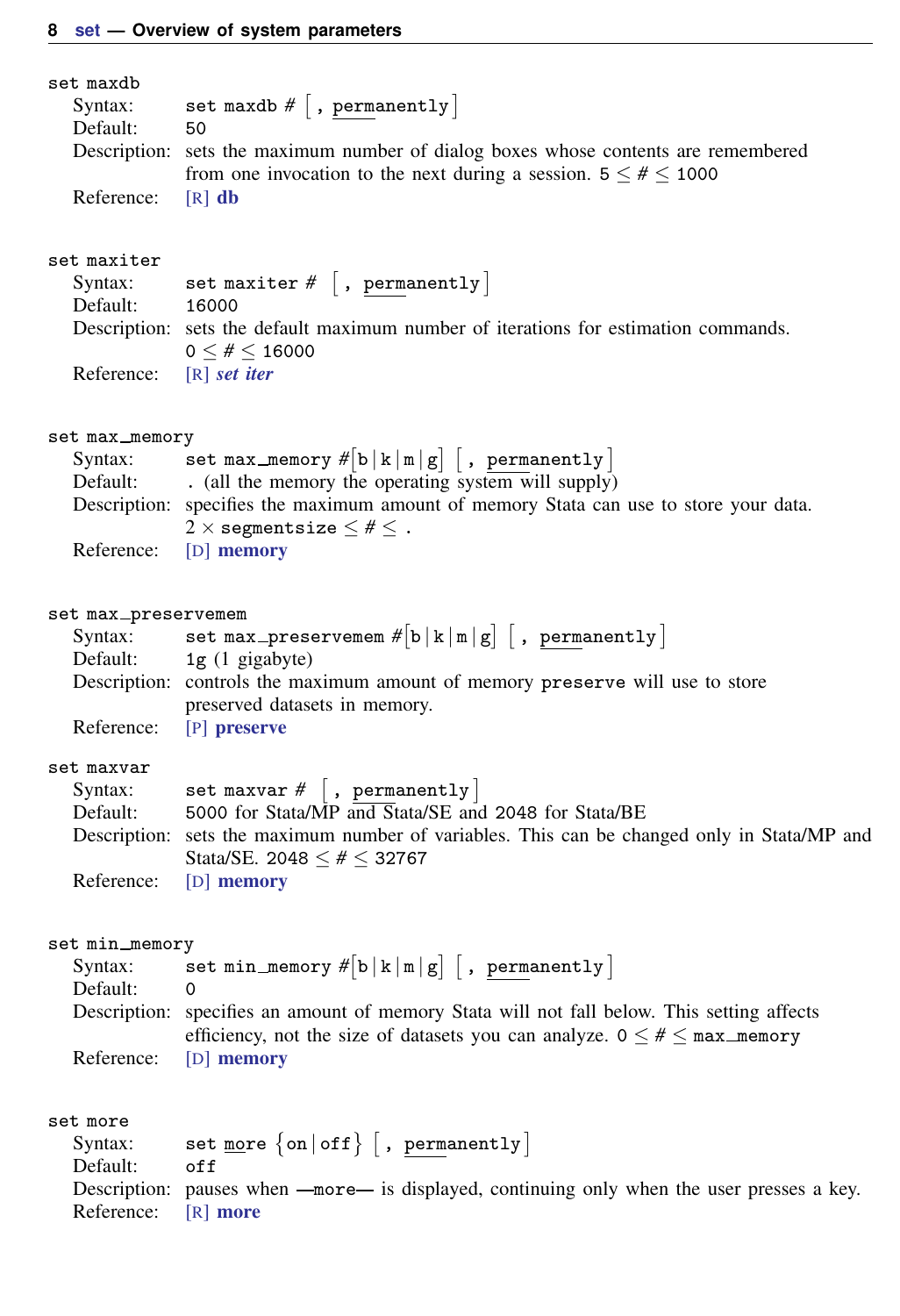set maxdb

Syntax: set maxdb # [ , permanently ]

Default: 50

Description: sets the maximum number of dialog boxes whose contents are remembered from one invocation to the next during a session. $5 \leq \# \leq 1000$

Reference: [R] **db**

set maxiter

Syntax: set maxiter # [ , permanently ]

Default: 16000

Description: sets the default maximum number of iterations for estimation commands. $0 \leq \# \leq 16000$

Reference: [R] ***set iter***

set max_memory

Syntax: set max_memory #[b|k|m|g] [ , permanently ]

Default: . (all the memory the operating system will supply)

Description: specifies the maximum amount of memory Stata can use to store your data. $2 \times$ segmentsize $\leq \# \leq$ .

Reference: [D] **memory**

set max_preservemem

Syntax: set max_preservemem #[b|k|m|g] [ , permanently ]

Default: 1g (1 gigabyte)

Description: controls the maximum amount of memory preserve will use to store preserved datasets in memory.

Reference: [P] **preserve**

set maxvar

Syntax: set maxvar # [ , permanently ]

Default: 5000 for Stata/MP and Stata/SE and 2048 for Stata/BE

Description: sets the maximum number of variables. This can be changed only in Stata/MP and Stata/SE. $2048 \leq \# \leq 32767$

Reference: [D] **memory**

set min_memory

Syntax: set min_memory #[b|k|m|g] [ , permanently ]

Default: 0

Description: specifies an amount of memory Stata will not fall below. This setting affects efficiency, not the size of datasets you can analyze. $0 \leq \# \leq$ max_memory

Reference: [D] **memory**

set more

Syntax: set more {on|off} [ , permanently ]

Default: off

Description: pauses when —more— is displayed, continuing only when the user presses a key.

Reference: [R] **more**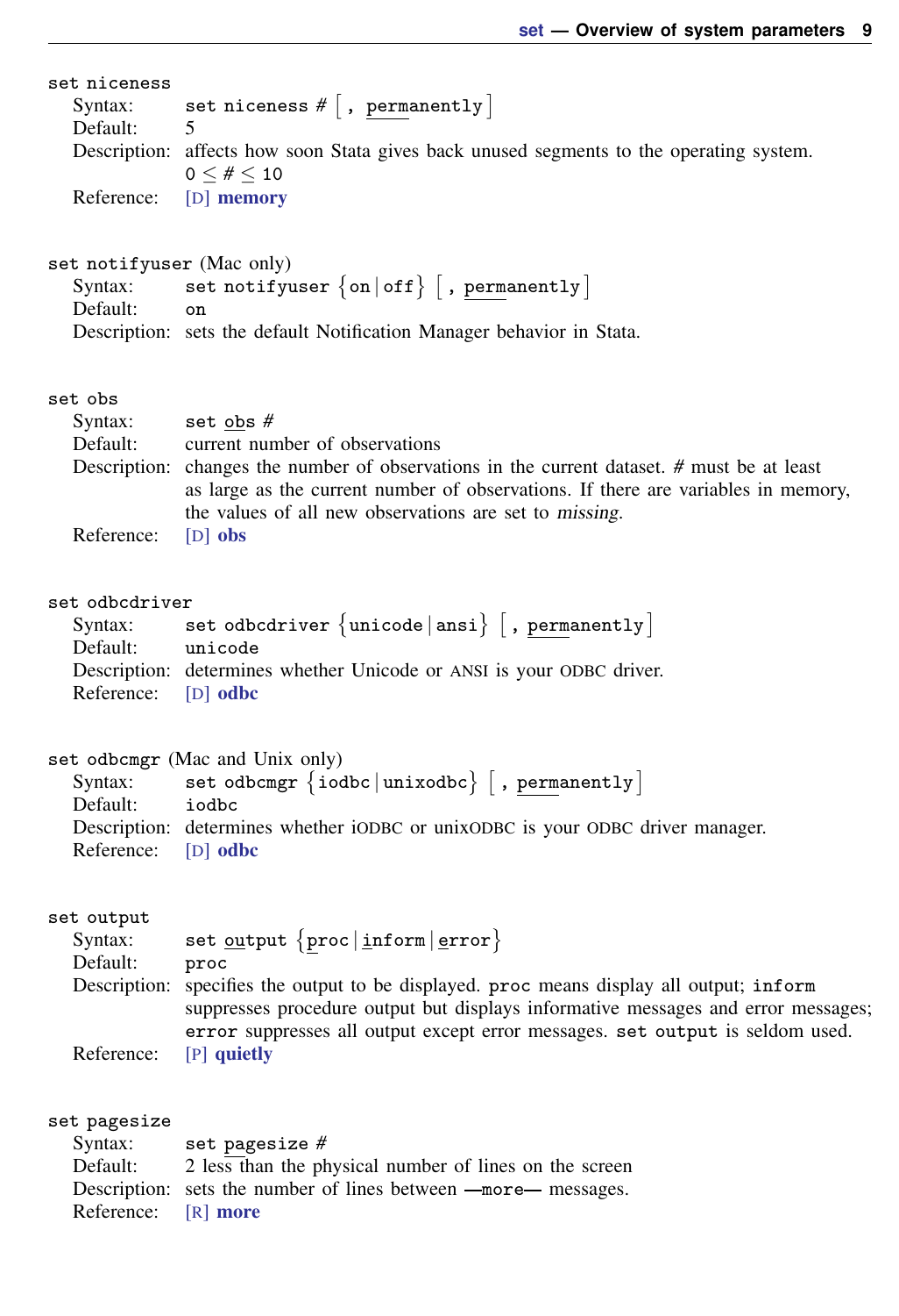**set niceness**

Syntax: `set niceness # [ , permanently ]`

Default: 5

Description: affects how soon Stata gives back unused segments to the operating system. $0 \leq \# \leq 10$

Reference: [D] **memory**

**set notifyuser** (Mac only)

Syntax: `set notifyuser { on | off } [ , permanently ]`

Default: `on`

Description: sets the default Notification Manager behavior in Stata.

**set obs**

Syntax: `set obs #`

Default: current number of observations

Description: changes the number of observations in the current dataset. # must be at least as large as the current number of observations. If there are variables in memory, the values of all new observations are set to *missing*.

Reference: [D] **obs**

**set odbcdriver**

Syntax: `set odbcdriver { unicode | ansi } [ , permanently ]`

Default: `unicode`

Description: determines whether Unicode or ANSI is your ODBC driver.

Reference: [D] **odbc**

**set odbcmgr** (Mac and Unix only)

Syntax: `set odbcmgr { iodbc | unixodbc } [ , permanently ]`

Default: `iodbc`

Description: determines whether iODBC or unixODBC is your ODBC driver manager.

Reference: [D] **odbc**

**set output**

Syntax: `set output { proc | inform | error }`

Default: `proc`

Description: specifies the output to be displayed. `proc` means display all output; `inform` suppresses procedure output but displays informative messages and error messages; `error` suppresses all output except error messages. `set output` is seldom used.

Reference: [P] **quietly**

**set pagesize**

Syntax: `set pagesize #`

Default: 2 less than the physical number of lines on the screen

Description: sets the number of lines between `—more—` messages.

Reference: [R] **more**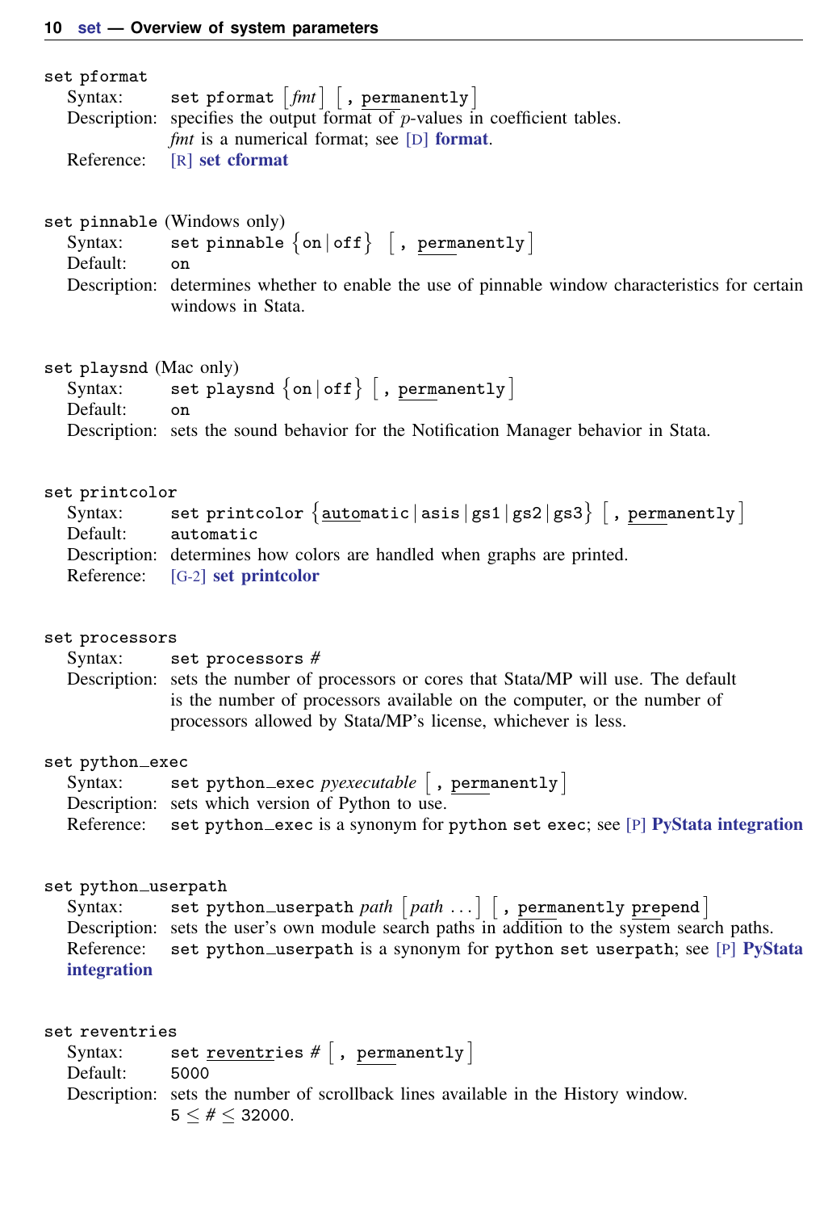**set pformat**

Syntax: `set pformat` [*fmt*] [ , permanently ]

Description: specifies the output format of *p*-values in coefficient tables. *fmt* is a numerical format; see [D] **format**.

Reference: [R] **set cformat**

**set pinnable** (Windows only)

Syntax: `set pinnable` { on | off } [ , permanently ]

Default: on

Description: determines whether to enable the use of pinnable window characteristics for certain windows in Stata.

**set playsnd** (Mac only)

Syntax: `set playsnd` { on | off } [ , permanently ]

Default: on

Description: sets the sound behavior for the Notification Manager behavior in Stata.

**set printcolor**

Syntax: `set printcolor` { automatic | asis | gs1 | gs2 | gs3 } [ , permanently ]

Default: automatic

Description: determines how colors are handled when graphs are printed.

Reference: [G-2] **set printcolor**

**set processors**

Syntax: `set processors #`

Description: sets the number of processors or cores that Stata/MP will use. The default is the number of processors available on the computer, or the number of processors allowed by Stata/MP's license, whichever is less.

**set python_exec**

Syntax: `set python_exec` *pyexecutable* [ , permanently ]

Description: sets which version of Python to use.

Reference: `set python_exec` is a synonym for `python set exec`; see [P] **PyStata integration**

**set python_userpath**

Syntax: `set python_userpath` *path* [ *path* ... ] [ , permanently prepend ]

Description: sets the user's own module search paths in addition to the system search paths.

Reference: `set python_userpath` is a synonym for `python set userpath`; see [P] **PyStata integration**

**set reventries**

Syntax: `set reventries #` [ , permanently ]

Default: 5000

Description: sets the number of scrollback lines available in the History window. $5 \leq \# \leq 32000$.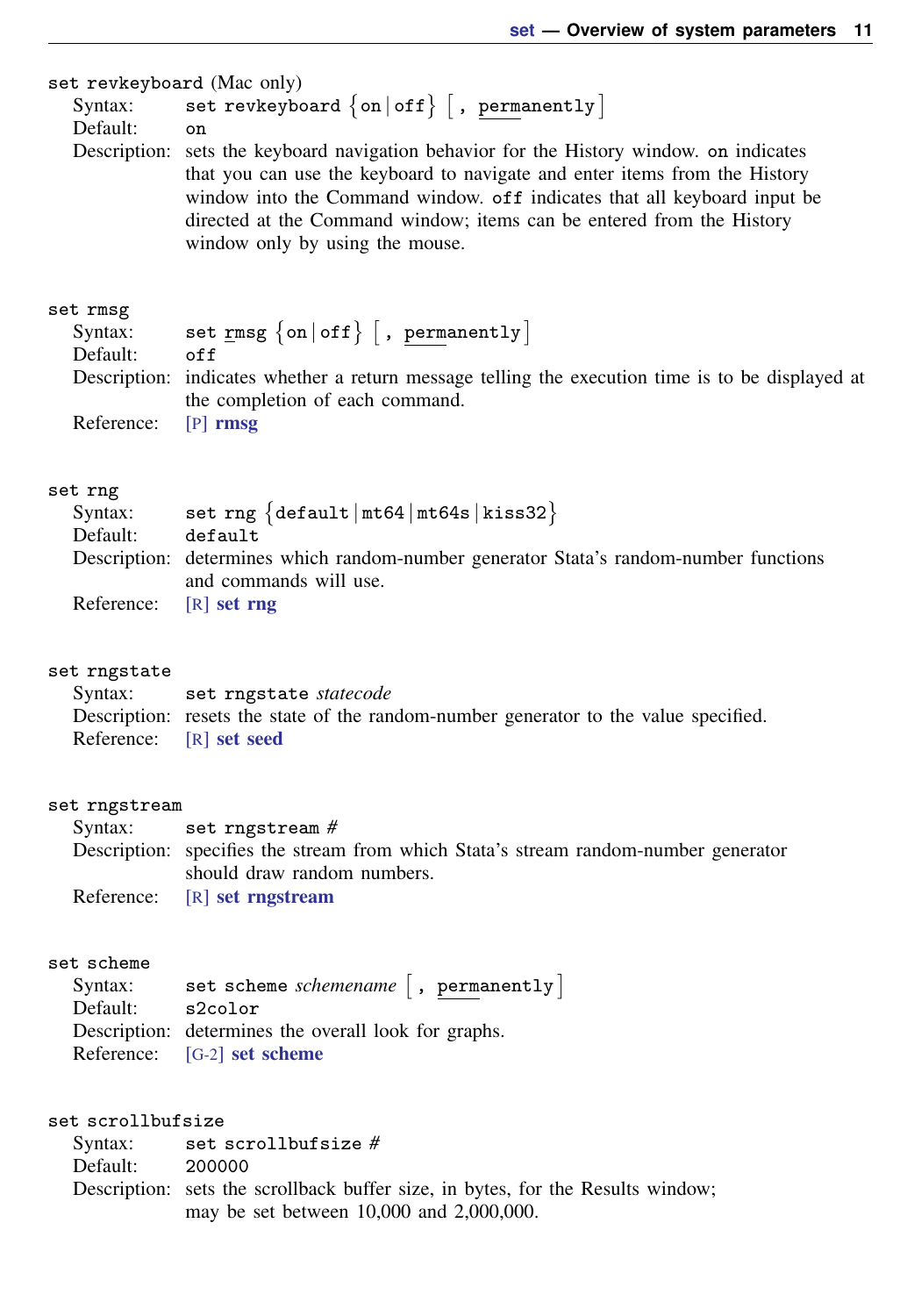`set revkeyboard` (Mac only)

Syntax: `set revkeyboard {on|off} [, permanently]`
Default: `on`
Description: sets the keyboard navigation behavior for the History window. `on` indicates that you can use the keyboard to navigate and enter items from the History window into the Command window. `off` indicates that all keyboard input be directed at the Command window; items can be entered from the History window only by using the mouse.

`set rmsg`

Syntax: `set rmsg {on|off} [, permanently]`
Default: `off`
Description: indicates whether a return message telling the execution time is to be displayed at the completion of each command.
Reference: [P] **rmsg**

`set rng`

Syntax: `set rng {default|mt64|mt64s|kiss32}`
Default: `default`
Description: determines which random-number generator Stata's random-number functions and commands will use.
Reference: [R] **set rng**

`set rngstate`

Syntax: `set rngstate` *statecode*
Description: resets the state of the random-number generator to the value specified.
Reference: [R] **set seed**

`set rngstream`

Syntax: `set rngstream #`
Description: specifies the stream from which Stata's stream random-number generator should draw random numbers.
Reference: [R] **set rngstream**

`set scheme`

Syntax: `set scheme` *schemename* `[, permanently]`
Default: `s2color`
Description: determines the overall look for graphs.
Reference: [G-2] **set scheme**

`set scrollbufsize`

Syntax: `set scrollbufsize #`
Default: `200000`
Description: sets the scrollback buffer size, in bytes, for the Results window; may be set between 10,000 and 2,000,000.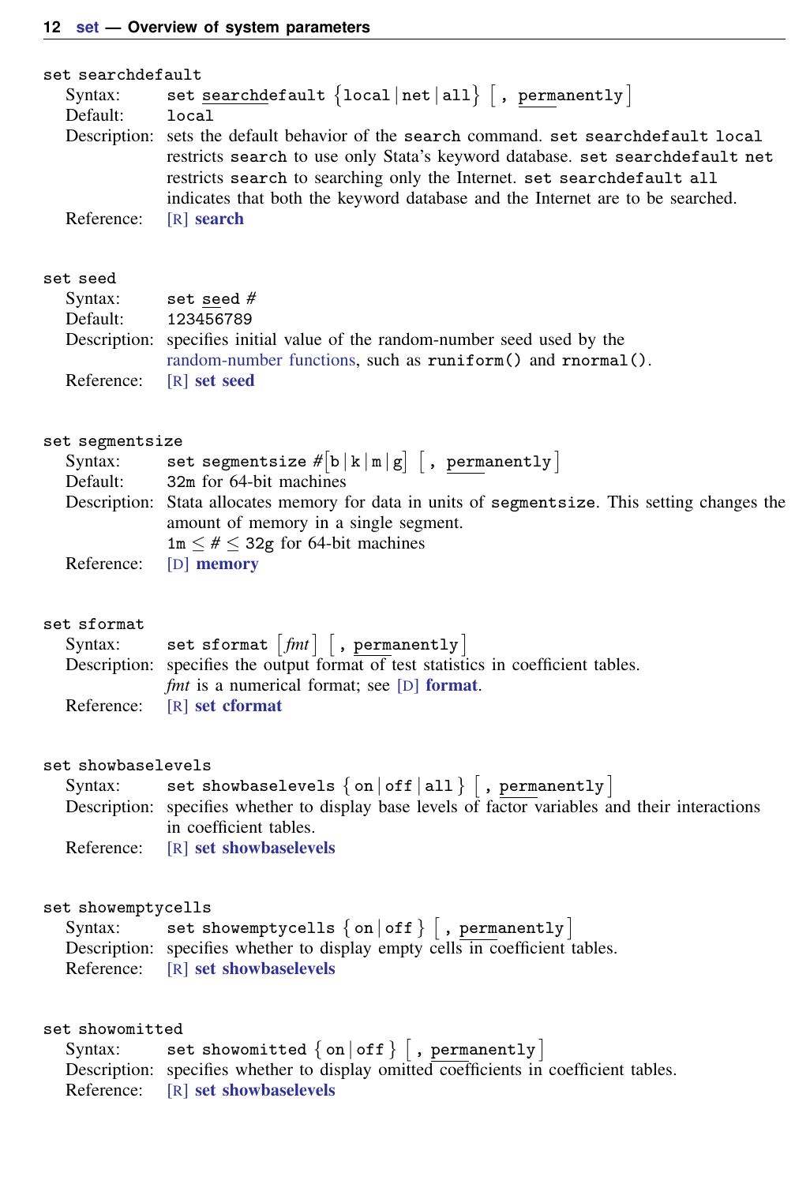**set searchdefault**

Syntax: `set searchdefault {local|net|all} [, permanently]`

Default: `local`

Description: sets the default behavior of the `search` command. `set searchdefault local` restricts `search` to use only Stata's keyword database. `set searchdefault net` restricts `search` to searching only the Internet. `set searchdefault all` indicates that both the keyword database and the Internet are to be searched.

Reference: [R] **search**

**set seed**

Syntax: `set seed #`

Default: `123456789`

Description: specifies initial value of the random-number seed used by the random-number functions, such as `runiform()` and `rnormal()`.

Reference: [R] **set seed**

**set segmentsize**

Syntax: `set segmentsize #[b|k|m|g] [, permanently]`

Default: 32m for 64-bit machines

Description: Stata allocates memory for data in units of `segmentsize`. This setting changes the amount of memory in a single segment.

1m ≤ # ≤ 32g for 64-bit machines

Reference: [D] **memory**

**set sformat**

Syntax: `set sformat [fmt] [, permanently]`

Description: specifies the output format of test statistics in coefficient tables.

*fmt* is a numerical format; see [D] **format**.

Reference: [R] **set cformat**

**set showbaselevels**

Syntax: `set showbaselevels {on|off|all} [, permanently]`

Description: specifies whether to display base levels of factor variables and their interactions in coefficient tables.

Reference: [R] **set showbaselevels**

**set showemptycells**

Syntax: `set showemptycells {on|off} [, permanently]`

Description: specifies whether to display empty cells in coefficient tables.

Reference: [R] **set showbaselevels**

**set showomitted**

Syntax: `set showomitted {on|off} [, permanently]`

Description: specifies whether to display omitted coefficients in coefficient tables.

Reference: [R] **set showbaselevels**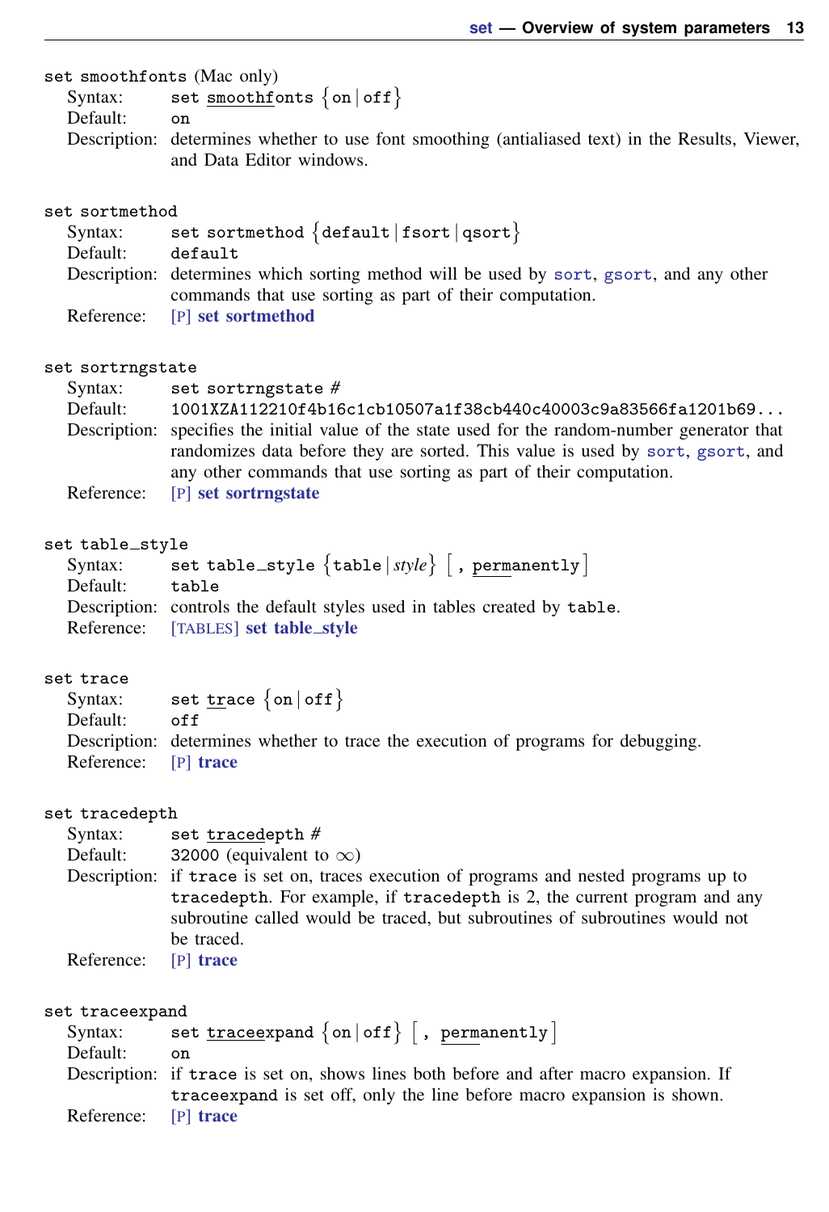**set smoothfonts** (Mac only)

Syntax: `set smoothfonts {on|off}`

Default: `on`

Description: determines whether to use font smoothing (antialiased text) in the Results, Viewer, and Data Editor windows.

**set sortmethod**

Syntax: `set sortmethod {default|fsort|qsort}`

Default: `default`

Description: determines which sorting method will be used by `sort`, `gsort`, and any other commands that use sorting as part of their computation.

Reference: [P] **set sortmethod**

**set sortrngstate**

Syntax: `set sortrngstate #`

Default: `1001XZA112210f4b16c1cb10507a1f38cb440c40003c9a83566fa1201b69...`

Description: specifies the initial value of the state used for the random-number generator that randomizes data before they are sorted. This value is used by `sort`, `gsort`, and any other commands that use sorting as part of their computation.

Reference: [P] **set sortrngstate**

**set table_style**

Syntax: `set table_style {table|`*style*`} [, permanently]`

Default: `table`

Description: controls the default styles used in tables created by `table`.

Reference: [TABLES] **set table_style**

**set trace**

Syntax: `set trace {on|off}`

Default: `off`

Description: determines whether to trace the execution of programs for debugging.

Reference: [P] **trace**

**set tracedepth**

Syntax: `set tracedepth #`

Default: 32000 (equivalent to $\infty$)

Description: if `trace` is set on, traces execution of programs and nested programs up to `tracedepth`. For example, if `tracedepth` is 2, the current program and any subroutine called would be traced, but subroutines of subroutines would not be traced.

Reference: [P] **trace**

**set traceexpand**

Syntax: `set traceexpand {on|off} [, permanently]`

Default: `on`

Description: if `trace` is set on, shows lines both before and after macro expansion. If `traceexpand` is set off, only the line before macro expansion is shown.

Reference: [P] **trace**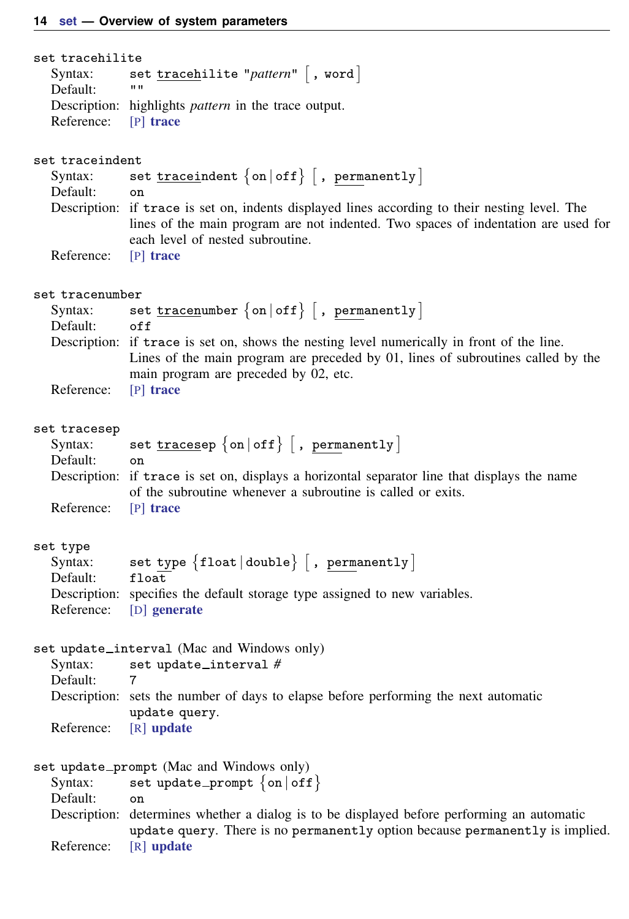set tracehilite

Syntax: `set tracehilite "pattern" [, word]`
Default: `""`
Description: highlights *pattern* in the trace output.
Reference: [P] **trace**

set traceindent

Syntax: `set traceindent {on|off} [, permanently]`
Default: `on`
Description: if `trace` is set on, indents displayed lines according to their nesting level. The lines of the main program are not indented. Two spaces of indentation are used for each level of nested subroutine.
Reference: [P] **trace**

set tracenumber

Syntax: `set tracenumber {on|off} [, permanently]`
Default: `off`
Description: if `trace` is set on, shows the nesting level numerically in front of the line. Lines of the main program are preceded by 01, lines of subroutines called by the main program are preceded by 02, etc.
Reference: [P] **trace**

set tracesep

Syntax: `set tracesep {on|off} [, permanently]`
Default: `on`
Description: if `trace` is set on, displays a horizontal separator line that displays the name of the subroutine whenever a subroutine is called or exits.
Reference: [P] **trace**

set type

Syntax: `set type {float|double} [, permanently]`
Default: `float`
Description: specifies the default storage type assigned to new variables.
Reference: [D] **generate**

set update_interval (Mac and Windows only)

Syntax: `set update_interval #`
Default: `7`
Description: sets the number of days to elapse before performing the next automatic `update query`.
Reference: [R] **update**

set update_prompt (Mac and Windows only)

Syntax: `set update_prompt {on|off}`
Default: `on`
Description: determines whether a dialog is to be displayed before performing an automatic `update query`. There is no `permanently` option because `permanently` is implied.
Reference: [R] **update**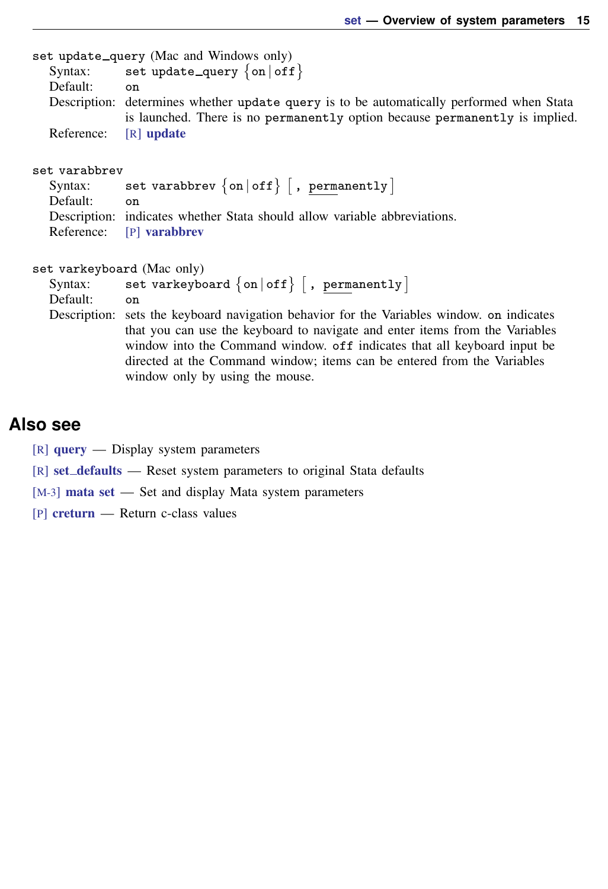`set update_query` (Mac and Windows only)

Syntax: `set update_query {on|off}`

Default: `on`

Description: determines whether `update query` is to be automatically performed when Stata is launched. There is no `permanently` option because `permanently` is implied.

Reference: [R] **update**

`set varabbrev`

Syntax: `set varabbrev {on|off} [, permanently]`

Default: `on`

Description: indicates whether Stata should allow variable abbreviations.

Reference: [P] **varabbrev**

`set varkeyboard` (Mac only)

Syntax: `set varkeyboard {on|off} [, permanently]`

Default: `on`

Description: sets the keyboard navigation behavior for the Variables window. `on` indicates that you can use the keyboard to navigate and enter items from the Variables window into the Command window. `off` indicates that all keyboard input be directed at the Command window; items can be entered from the Variables window only by using the mouse.

## Also see

[R] **query** — Display system parameters

[R] **set_defaults** — Reset system parameters to original Stata defaults

[M-3] **mata set** — Set and display Mata system parameters

[P] **creturn** — Return c-class values